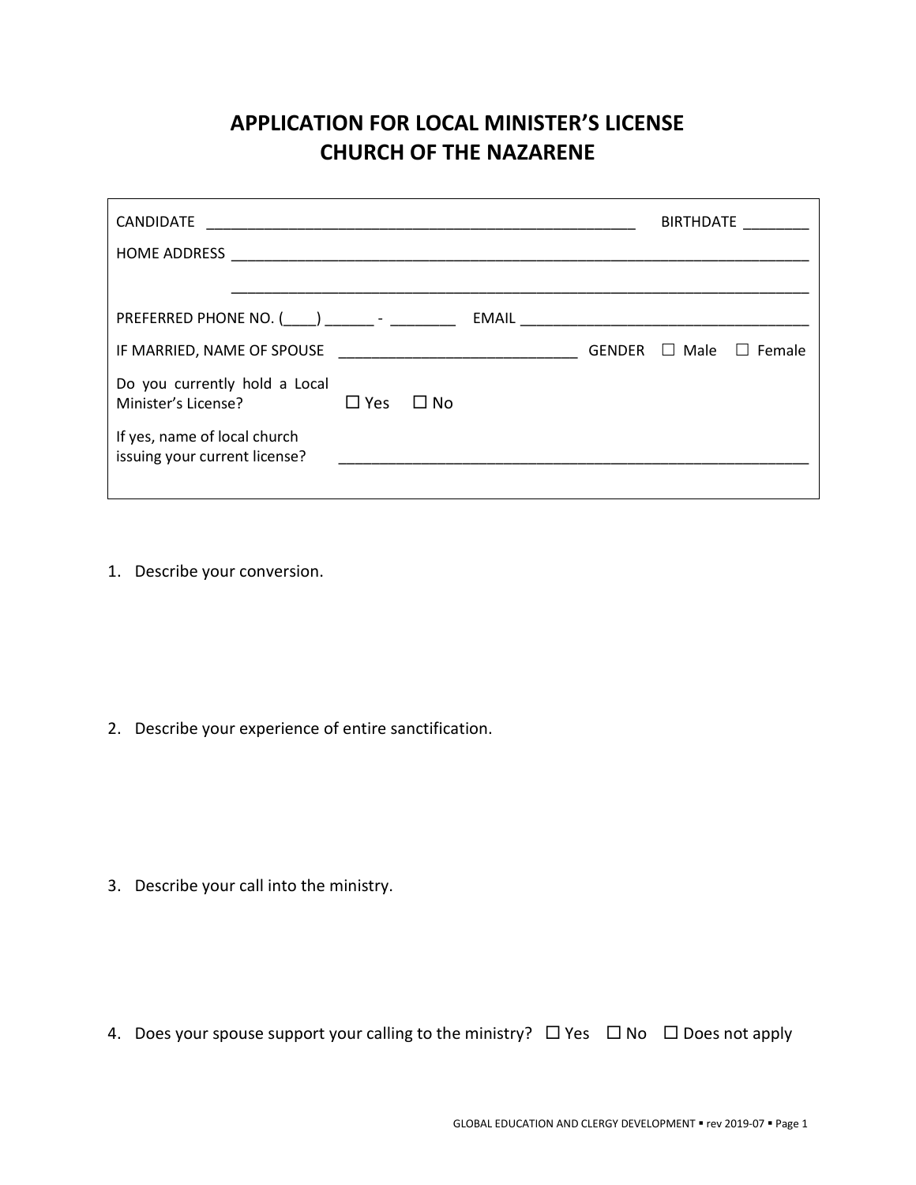# APPLICATION FOR LOCAL MINISTER'S LICENSE
# CHURCH OF THE NAZARENE

CANDIDATE ____________________________________________________ BIRTHDATE ________

HOME ADDRESS ______________________________________________________________________

______________________________________________________________________

PREFERRED PHONE NO. (____) ______ - ________ EMAIL ___________________________________

IF MARRIED, NAME OF SPOUSE ____________________________ GENDER ☐ Male ☐ Female

Do you currently hold a Local Minister's License? ☐ Yes ☐ No

If yes, name of local church issuing your current license? ________________________________________________________

1. Describe your conversion.

2. Describe your experience of entire sanctification.

3. Describe your call into the ministry.

4. Does your spouse support your calling to the ministry? ☐ Yes ☐ No ☐ Does not apply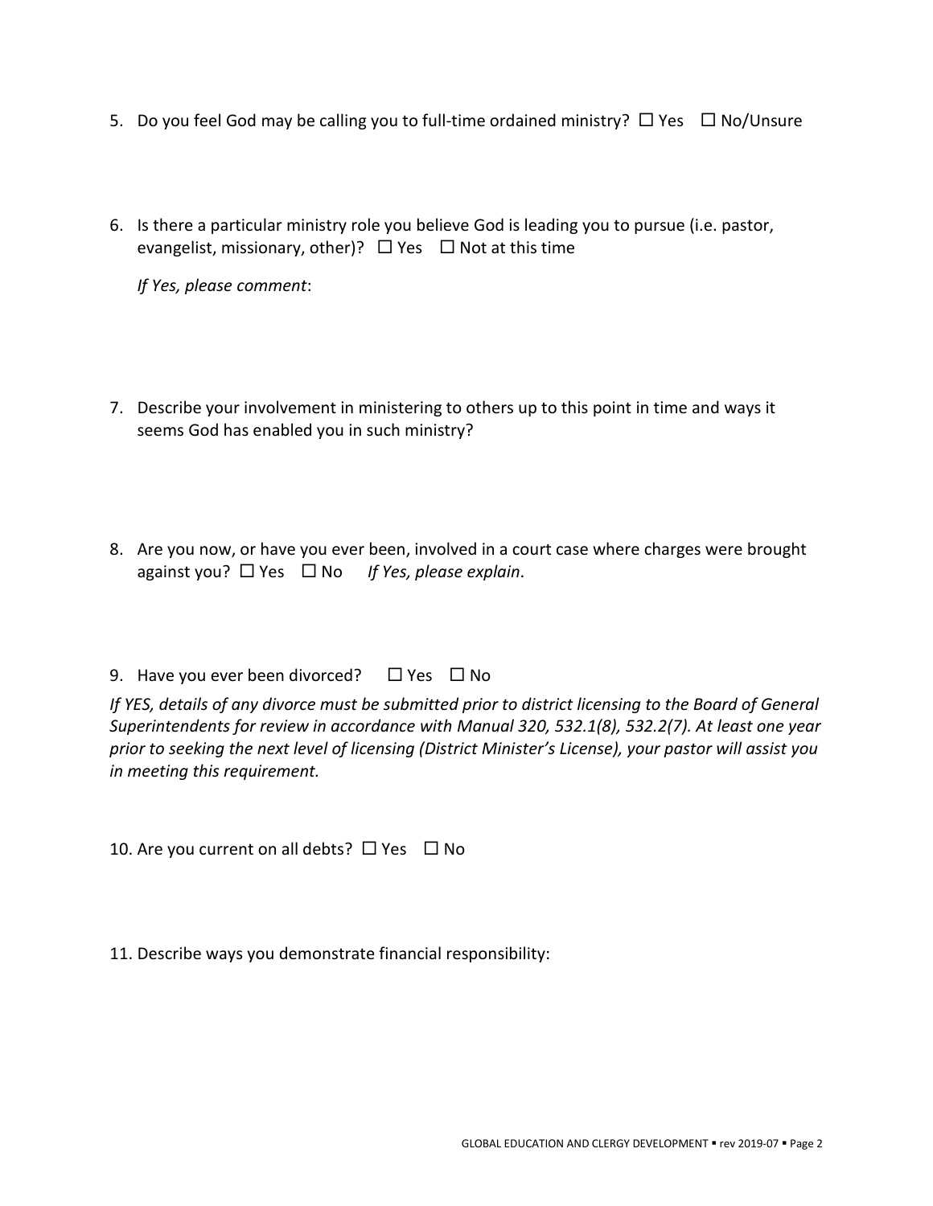5. Do you feel God may be calling you to full-time ordained ministry? ☐ Yes ☐ No/Unsure

6. Is there a particular ministry role you believe God is leading you to pursue (i.e. pastor, evangelist, missionary, other)? ☐ Yes ☐ Not at this time

   *If Yes, please comment*:

7. Describe your involvement in ministering to others up to this point in time and ways it seems God has enabled you in such ministry?

8. Are you now, or have you ever been, involved in a court case where charges were brought against you? ☐ Yes ☐ No *If Yes, please explain*.

9. Have you ever been divorced? ☐ Yes ☐ No

*If YES, details of any divorce must be submitted prior to district licensing to the Board of General Superintendents for review in accordance with Manual 320, 532.1(8), 532.2(7). At least one year prior to seeking the next level of licensing (District Minister's License), your pastor will assist you in meeting this requirement.*

10. Are you current on all debts? ☐ Yes ☐ No

11. Describe ways you demonstrate financial responsibility: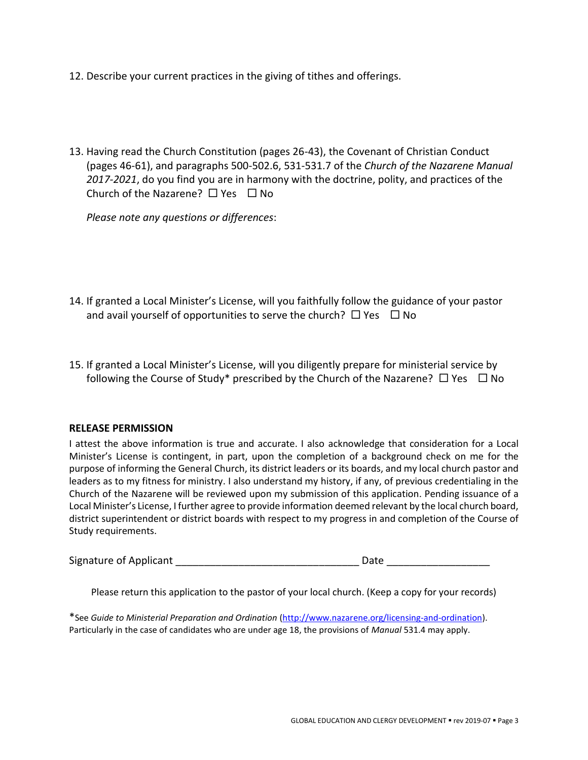12. Describe your current practices in the giving of tithes and offerings.

13. Having read the Church Constitution (pages 26-43), the Covenant of Christian Conduct (pages 46-61), and paragraphs 500-502.6, 531-531.7 of the *Church of the Nazarene Manual 2017-2021*, do you find you are in harmony with the doctrine, polity, and practices of the Church of the Nazarene? ☐ Yes ☐ No

    *Please note any questions or differences*:

14. If granted a Local Minister's License, will you faithfully follow the guidance of your pastor and avail yourself of opportunities to serve the church? ☐ Yes ☐ No

15. If granted a Local Minister's License, will you diligently prepare for ministerial service by following the Course of Study* prescribed by the Church of the Nazarene? ☐ Yes ☐ No

**RELEASE PERMISSION**

I attest the above information is true and accurate. I also acknowledge that consideration for a Local Minister's License is contingent, in part, upon the completion of a background check on me for the purpose of informing the General Church, its district leaders or its boards, and my local church pastor and leaders as to my fitness for ministry. I also understand my history, if any, of previous credentialing in the Church of the Nazarene will be reviewed upon my submission of this application. Pending issuance of a Local Minister's License, I further agree to provide information deemed relevant by the local church board, district superintendent or district boards with respect to my progress in and completion of the Course of Study requirements.

Signature of Applicant _______________________________ Date _________________

Please return this application to the pastor of your local church. (Keep a copy for your records)

*See *Guide to Ministerial Preparation and Ordination* (http://www.nazarene.org/licensing-and-ordination). Particularly in the case of candidates who are under age 18, the provisions of *Manual* 531.4 may apply.